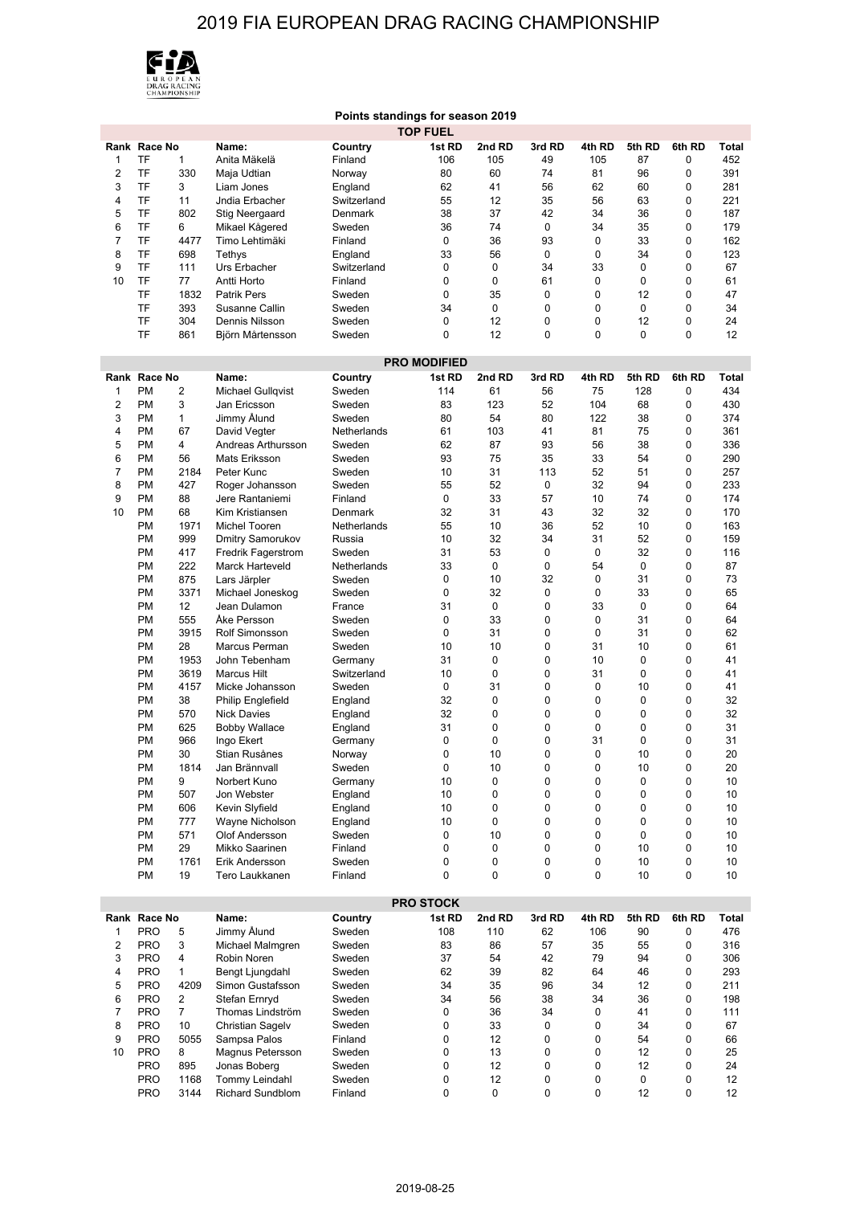# 2019 FIA EUROPEAN DRAG RACING CHAMPIONSHIP

**Points standings for season 2019**

## TOP FUEL

| Rank | Race No | | Name: | Country | 1st RD | 2nd RD | 3rd RD | 4th RD | 5th RD | 6th RD | Total |
|---|---|---|---|---|---|---|---|---|---|---|---|
| 1 | TF | 1 | Anita Mäkelä | Finland | 106 | 105 | 49 | 105 | 87 | 0 | 452 |
| 2 | TF | 330 | Maja Udtian | Norway | 80 | 60 | 74 | 81 | 96 | 0 | 391 |
| 3 | TF | 3 | Liam Jones | England | 62 | 41 | 56 | 62 | 60 | 0 | 281 |
| 4 | TF | 11 | Jndia Erbacher | Switzerland | 55 | 12 | 35 | 56 | 63 | 0 | 221 |
| 5 | TF | 802 | Stig Neergaard | Denmark | 38 | 37 | 42 | 34 | 36 | 0 | 187 |
| 6 | TF | 6 | Mikael Kågered | Sweden | 36 | 74 | 0 | 34 | 35 | 0 | 179 |
| 7 | TF | 4477 | Timo Lehtimäki | Finland | 0 | 36 | 93 | 0 | 33 | 0 | 162 |
| 8 | TF | 698 | Tethys | England | 33 | 56 | 0 | 0 | 34 | 0 | 123 |
| 9 | TF | 111 | Urs Erbacher | Switzerland | 0 | 0 | 34 | 33 | 0 | 0 | 67 |
| 10 | TF | 77 | Antti Horto | Finland | 0 | 0 | 61 | 0 | 0 | 0 | 61 |
| | TF | 1832 | Patrik Pers | Sweden | 0 | 35 | 0 | 0 | 12 | 0 | 47 |
| | TF | 393 | Susanne Callin | Sweden | 34 | 0 | 0 | 0 | 0 | 0 | 34 |
| | TF | 304 | Dennis Nilsson | Sweden | 0 | 12 | 0 | 0 | 12 | 0 | 24 |
| | TF | 861 | Björn Mårtensson | Sweden | 0 | 12 | 0 | 0 | 0 | 0 | 12 |

## PRO MODIFIED

| Rank | Race No | | Name: | Country | 1st RD | 2nd RD | 3rd RD | 4th RD | 5th RD | 6th RD | Total |
|---|---|---|---|---|---|---|---|---|---|---|---|
| 1 | PM | 2 | Michael Gullqvist | Sweden | 114 | 61 | 56 | 75 | 128 | 0 | 434 |
| 2 | PM | 3 | Jan Ericsson | Sweden | 83 | 123 | 52 | 104 | 68 | 0 | 430 |
| 3 | PM | 1 | Jimmy Ålund | Sweden | 80 | 54 | 80 | 122 | 38 | 0 | 374 |
| 4 | PM | 67 | David Vegter | Netherlands | 61 | 103 | 41 | 81 | 75 | 0 | 361 |
| 5 | PM | 4 | Andreas Arthursson | Sweden | 62 | 87 | 93 | 56 | 38 | 0 | 336 |
| 6 | PM | 56 | Mats Eriksson | Sweden | 93 | 75 | 35 | 33 | 54 | 0 | 290 |
| 7 | PM | 2184 | Peter Kunc | Sweden | 10 | 31 | 113 | 52 | 51 | 0 | 257 |
| 8 | PM | 427 | Roger Johansson | Sweden | 55 | 52 | 0 | 32 | 94 | 0 | 233 |
| 9 | PM | 88 | Jere Rantaniemi | Finland | 0 | 33 | 57 | 10 | 74 | 0 | 174 |
| 10 | PM | 68 | Kim Kristiansen | Denmark | 32 | 31 | 43 | 32 | 32 | 0 | 170 |
| | PM | 1971 | Michel Tooren | Netherlands | 55 | 10 | 36 | 52 | 10 | 0 | 163 |
| | PM | 999 | Dmitry Samorukov | Russia | 10 | 32 | 34 | 31 | 52 | 0 | 159 |
| | PM | 417 | Fredrik Fagerstrom | Sweden | 31 | 53 | 0 | 0 | 32 | 0 | 116 |
| | PM | 222 | Marck Harteveld | Netherlands | 33 | 0 | 0 | 54 | 0 | 0 | 87 |
| | PM | 875 | Lars Järpler | Sweden | 0 | 10 | 32 | 0 | 31 | 0 | 73 |
| | PM | 3371 | Michael Joneskog | Sweden | 0 | 32 | 0 | 0 | 33 | 0 | 65 |
| | PM | 12 | Jean Dulamon | France | 31 | 0 | 0 | 33 | 0 | 0 | 64 |
| | PM | 555 | Åke Persson | Sweden | 0 | 33 | 0 | 0 | 31 | 0 | 64 |
| | PM | 3915 | Rolf Simonsson | Sweden | 0 | 31 | 0 | 0 | 31 | 0 | 62 |
| | PM | 28 | Marcus Perman | Sweden | 10 | 10 | 0 | 31 | 10 | 0 | 61 |
| | PM | 1953 | John Tebenham | Germany | 31 | 0 | 0 | 10 | 0 | 0 | 41 |
| | PM | 3619 | Marcus Hilt | Switzerland | 10 | 0 | 0 | 31 | 0 | 0 | 41 |
| | PM | 4157 | Micke Johansson | Sweden | 0 | 31 | 0 | 0 | 10 | 0 | 41 |
| | PM | 38 | Philip Englefield | England | 32 | 0 | 0 | 0 | 0 | 0 | 32 |
| | PM | 570 | Nick Davies | England | 32 | 0 | 0 | 0 | 0 | 0 | 32 |
| | PM | 625 | Bobby Wallace | England | 31 | 0 | 0 | 0 | 0 | 0 | 31 |
| | PM | 966 | Ingo Ekert | Germany | 0 | 0 | 0 | 31 | 0 | 0 | 31 |
| | PM | 30 | Stian Rusånes | Norway | 0 | 10 | 0 | 0 | 10 | 0 | 20 |
| | PM | 1814 | Jan Brännvall | Sweden | 0 | 10 | 0 | 0 | 10 | 0 | 20 |
| | PM | 9 | Norbert Kuno | Germany | 10 | 0 | 0 | 0 | 0 | 0 | 10 |
| | PM | 507 | Jon Webster | England | 10 | 0 | 0 | 0 | 0 | 0 | 10 |
| | PM | 606 | Kevin Slyfield | England | 10 | 0 | 0 | 0 | 0 | 0 | 10 |
| | PM | 777 | Wayne Nicholson | England | 10 | 0 | 0 | 0 | 0 | 0 | 10 |
| | PM | 571 | Olof Andersson | Sweden | 0 | 10 | 0 | 0 | 0 | 0 | 10 |
| | PM | 29 | Mikko Saarinen | Finland | 0 | 0 | 0 | 0 | 10 | 0 | 10 |
| | PM | 1761 | Erik Andersson | Sweden | 0 | 0 | 0 | 0 | 10 | 0 | 10 |
| | PM | 19 | Tero Laukkanen | Finland | 0 | 0 | 0 | 0 | 10 | 0 | 10 |

## PRO STOCK

| Rank | Race No | | Name: | Country | 1st RD | 2nd RD | 3rd RD | 4th RD | 5th RD | 6th RD | Total |
|---|---|---|---|---|---|---|---|---|---|---|---|
| 1 | PRO | 5 | Jimmy Ålund | Sweden | 108 | 110 | 62 | 106 | 90 | 0 | 476 |
| 2 | PRO | 3 | Michael Malmgren | Sweden | 83 | 86 | 57 | 35 | 55 | 0 | 316 |
| 3 | PRO | 4 | Robin Noren | Sweden | 37 | 54 | 42 | 79 | 94 | 0 | 306 |
| 4 | PRO | 1 | Bengt Ljungdahl | Sweden | 62 | 39 | 82 | 64 | 46 | 0 | 293 |
| 5 | PRO | 4209 | Simon Gustafsson | Sweden | 34 | 35 | 96 | 34 | 12 | 0 | 211 |
| 6 | PRO | 2 | Stefan Ernryd | Sweden | 34 | 56 | 38 | 34 | 36 | 0 | 198 |
| 7 | PRO | 7 | Thomas Lindström | Sweden | 0 | 36 | 34 | 0 | 41 | 0 | 111 |
| 8 | PRO | 10 | Christian Sagelv | Sweden | 0 | 33 | 0 | 0 | 34 | 0 | 67 |
| 9 | PRO | 5055 | Sampsa Palos | Finland | 0 | 12 | 0 | 0 | 54 | 0 | 66 |
| 10 | PRO | 8 | Magnus Petersson | Sweden | 0 | 13 | 0 | 0 | 12 | 0 | 25 |
| | PRO | 895 | Jonas Boberg | Sweden | 0 | 12 | 0 | 0 | 12 | 0 | 24 |
| | PRO | 1168 | Tommy Leindahl | Sweden | 0 | 12 | 0 | 0 | 0 | 0 | 12 |
| | PRO | 3144 | Richard Sundblom | Finland | 0 | 0 | 0 | 0 | 12 | 0 | 12 |

2019-08-25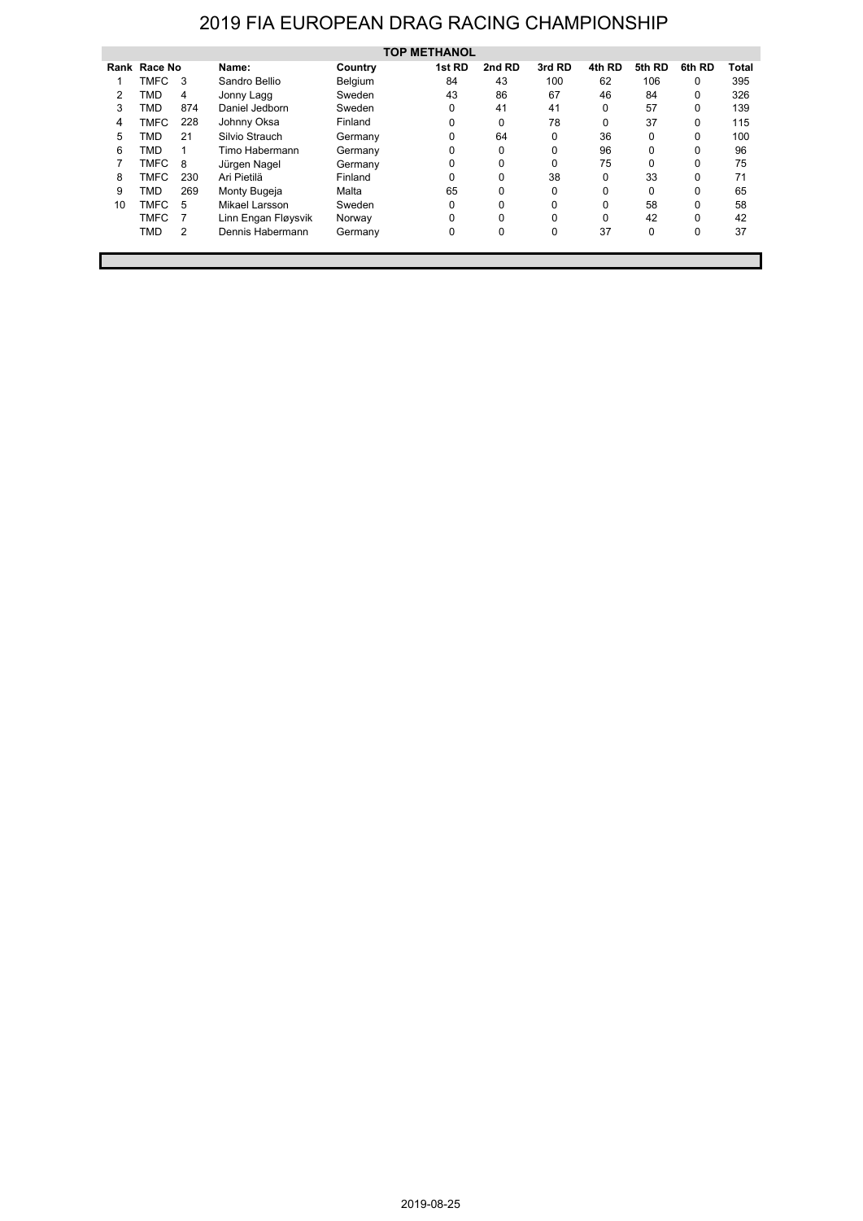# 2019 FIA EUROPEAN DRAG RACING CHAMPIONSHIP

## TOP METHANOL

| Rank | Race No | | Name: | Country | 1st RD | 2nd RD | 3rd RD | 4th RD | 5th RD | 6th RD | Total |
|---|---|---|---|---|---|---|---|---|---|---|---|
| 1 | TMFC | 3 | Sandro Bellio | Belgium | 84 | 43 | 100 | 62 | 106 | 0 | 395 |
| 2 | TMD | 4 | Jonny Lagg | Sweden | 43 | 86 | 67 | 46 | 84 | 0 | 326 |
| 3 | TMD | 874 | Daniel Jedborn | Sweden | 0 | 41 | 41 | 0 | 57 | 0 | 139 |
| 4 | TMFC | 228 | Johnny Oksa | Finland | 0 | 0 | 78 | 0 | 37 | 0 | 115 |
| 5 | TMD | 21 | Silvio Strauch | Germany | 0 | 64 | 0 | 36 | 0 | 0 | 100 |
| 6 | TMD | 1 | Timo Habermann | Germany | 0 | 0 | 0 | 96 | 0 | 0 | 96 |
| 7 | TMFC | 8 | Jürgen Nagel | Germany | 0 | 0 | 0 | 75 | 0 | 0 | 75 |
| 8 | TMFC | 230 | Ari Pietilä | Finland | 0 | 0 | 38 | 0 | 33 | 0 | 71 |
| 9 | TMD | 269 | Monty Bugeja | Malta | 65 | 0 | 0 | 0 | 0 | 0 | 65 |
| 10 | TMFC | 5 | Mikael Larsson | Sweden | 0 | 0 | 0 | 0 | 58 | 0 | 58 |
| | TMFC | 7 | Linn Engan Fløysvik | Norway | 0 | 0 | 0 | 0 | 42 | 0 | 42 |
| | TMD | 2 | Dennis Habermann | Germany | 0 | 0 | 0 | 37 | 0 | 0 | 37 |

2019-08-25